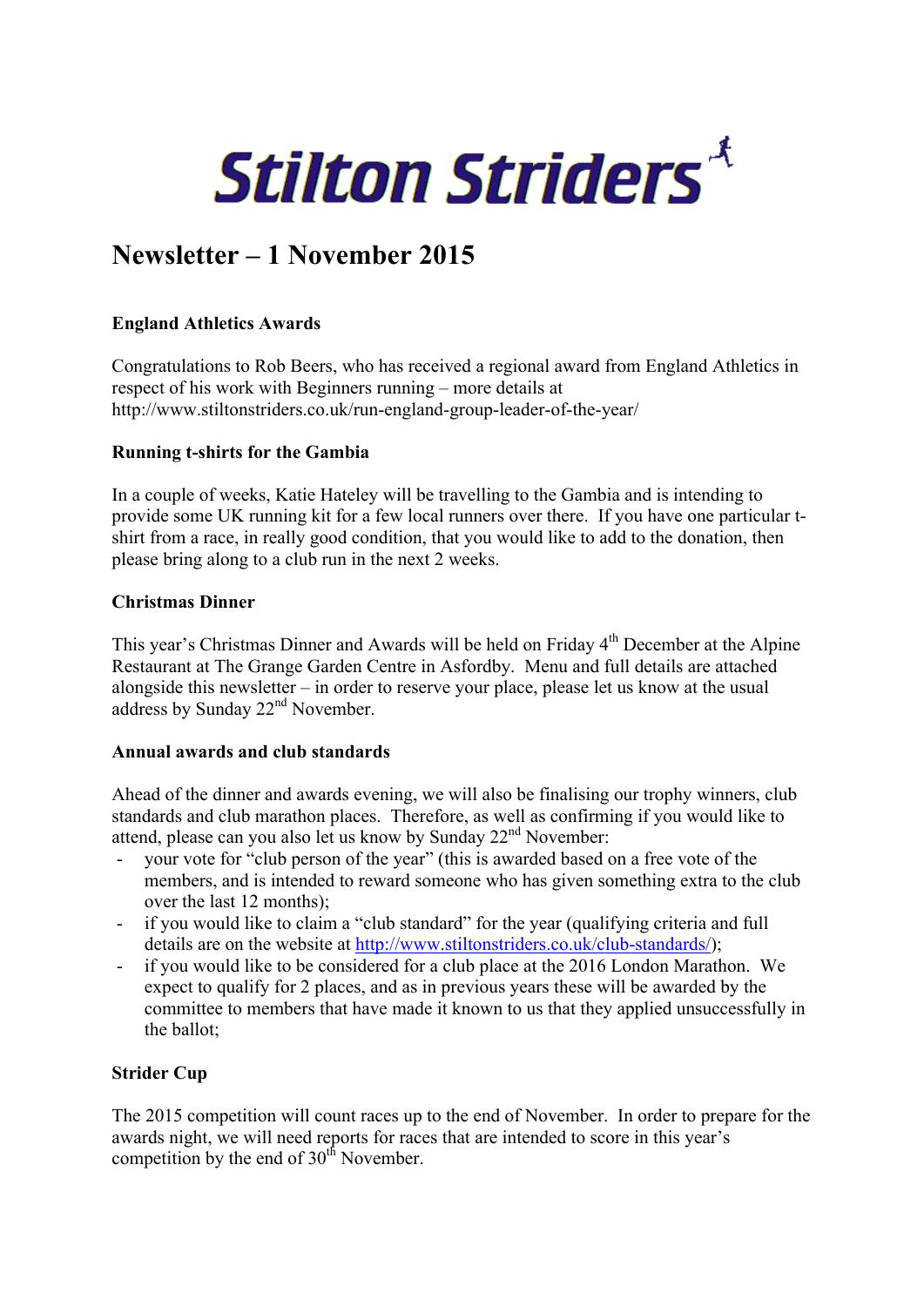# Stilton Striders

## Newsletter – 1 November 2015

**England Athletics Awards**

Congratulations to Rob Beers, who has received a regional award from England Athletics in respect of his work with Beginners running – more details at http://www.stiltonstriders.co.uk/run-england-group-leader-of-the-year/

**Running t-shirts for the Gambia**

In a couple of weeks, Katie Hateley will be travelling to the Gambia and is intending to provide some UK running kit for a few local runners over there. If you have one particular t-shirt from a race, in really good condition, that you would like to add to the donation, then please bring along to a club run in the next 2 weeks.

**Christmas Dinner**

This year's Christmas Dinner and Awards will be held on Friday 4th December at the Alpine Restaurant at The Grange Garden Centre in Asfordby. Menu and full details are attached alongside this newsletter – in order to reserve your place, please let us know at the usual address by Sunday 22nd November.

**Annual awards and club standards**

Ahead of the dinner and awards evening, we will also be finalising our trophy winners, club standards and club marathon places. Therefore, as well as confirming if you would like to attend, please can you also let us know by Sunday 22nd November:

- your vote for "club person of the year" (this is awarded based on a free vote of the members, and is intended to reward someone who has given something extra to the club over the last 12 months);
- if you would like to claim a "club standard" for the year (qualifying criteria and full details are on the website at http://www.stiltonstriders.co.uk/club-standards/);
- if you would like to be considered for a club place at the 2016 London Marathon. We expect to qualify for 2 places, and as in previous years these will be awarded by the committee to members that have made it known to us that they applied unsuccessfully in the ballot;

**Strider Cup**

The 2015 competition will count races up to the end of November. In order to prepare for the awards night, we will need reports for races that are intended to score in this year's competition by the end of 30th November.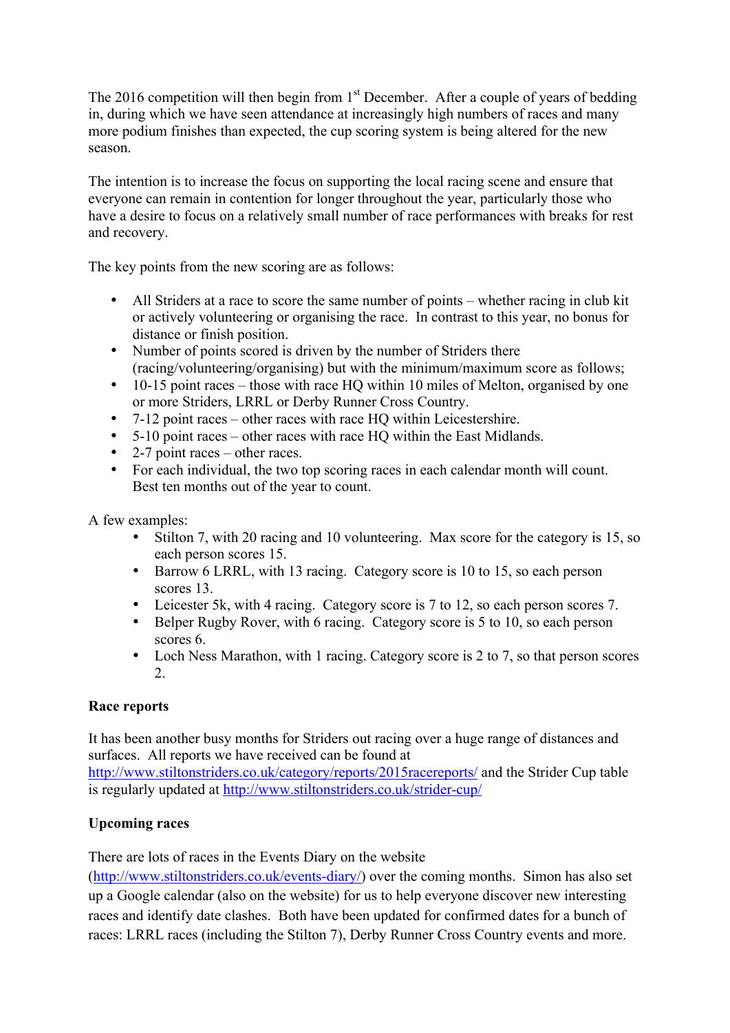The 2016 competition will then begin from 1st December. After a couple of years of bedding in, during which we have seen attendance at increasingly high numbers of races and many more podium finishes than expected, the cup scoring system is being altered for the new season.

The intention is to increase the focus on supporting the local racing scene and ensure that everyone can remain in contention for longer throughout the year, particularly those who have a desire to focus on a relatively small number of race performances with breaks for rest and recovery.

The key points from the new scoring are as follows:

- All Striders at a race to score the same number of points – whether racing in club kit or actively volunteering or organising the race. In contrast to this year, no bonus for distance or finish position.
- Number of points scored is driven by the number of Striders there (racing/volunteering/organising) but with the minimum/maximum score as follows;
- 10-15 point races – those with race HQ within 10 miles of Melton, organised by one or more Striders, LRRL or Derby Runner Cross Country.
- 7-12 point races – other races with race HQ within Leicestershire.
- 5-10 point races – other races with race HQ within the East Midlands.
- 2-7 point races – other races.
- For each individual, the two top scoring races in each calendar month will count. Best ten months out of the year to count.

A few examples:

- Stilton 7, with 20 racing and 10 volunteering. Max score for the category is 15, so each person scores 15.
- Barrow 6 LRRL, with 13 racing. Category score is 10 to 15, so each person scores 13.
- Leicester 5k, with 4 racing. Category score is 7 to 12, so each person scores 7.
- Belper Rugby Rover, with 6 racing. Category score is 5 to 10, so each person scores 6.
- Loch Ness Marathon, with 1 racing. Category score is 2 to 7, so that person scores 2.

**Race reports**

It has been another busy months for Striders out racing over a huge range of distances and surfaces. All reports we have received can be found at http://www.stiltonstriders.co.uk/category/reports/2015racereports/ and the Strider Cup table is regularly updated at http://www.stiltonstriders.co.uk/strider-cup/

**Upcoming races**

There are lots of races in the Events Diary on the website (http://www.stiltonstriders.co.uk/events-diary/) over the coming months. Simon has also set up a Google calendar (also on the website) for us to help everyone discover new interesting races and identify date clashes. Both have been updated for confirmed dates for a bunch of races: LRRL races (including the Stilton 7), Derby Runner Cross Country events and more.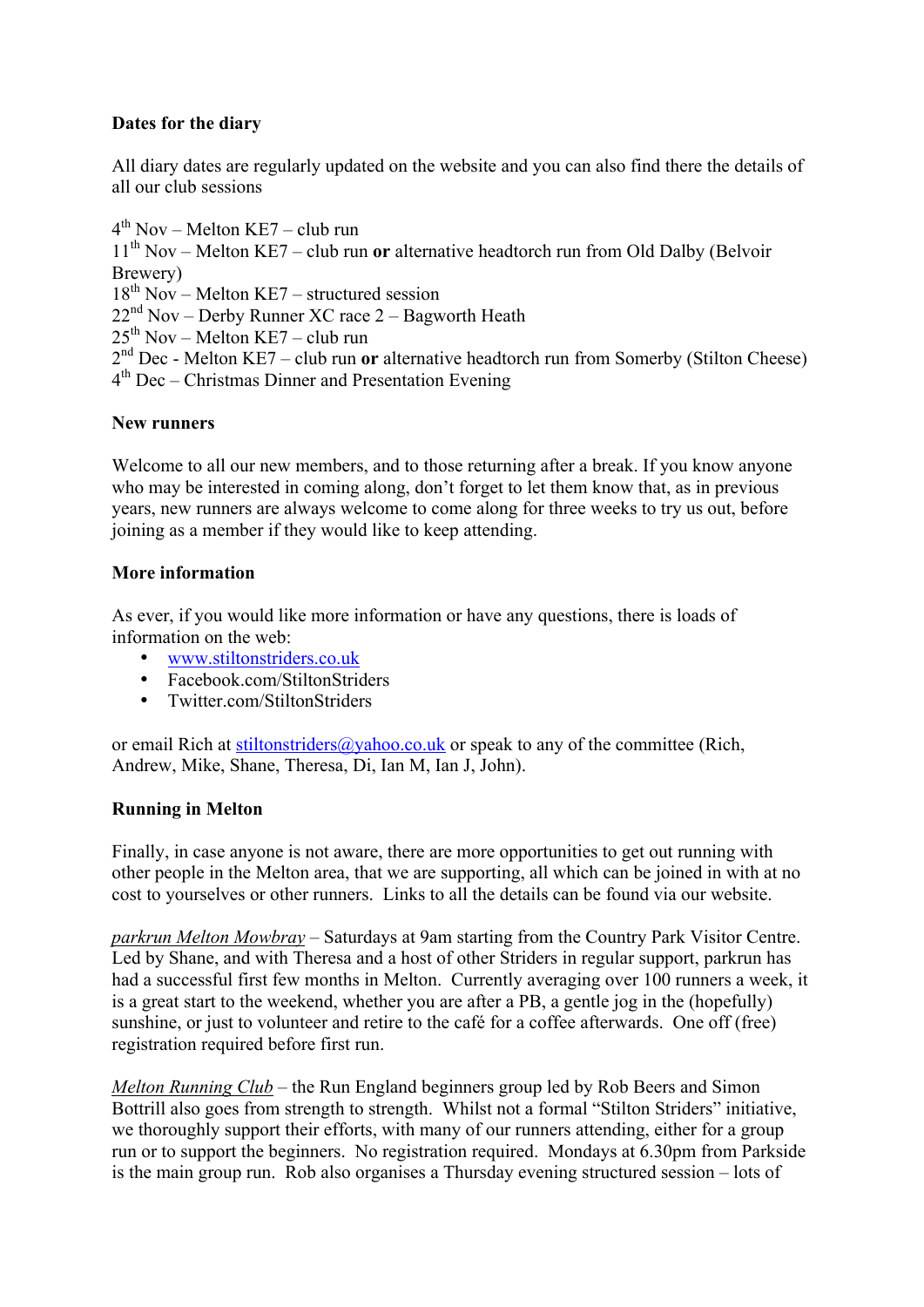**Dates for the diary**

All diary dates are regularly updated on the website and you can also find there the details of all our club sessions

4th Nov – Melton KE7 – club run
11th Nov – Melton KE7 – club run **or** alternative headtorch run from Old Dalby (Belvoir Brewery)
18th Nov – Melton KE7 – structured session
22nd Nov – Derby Runner XC race 2 – Bagworth Heath
25th Nov – Melton KE7 – club run
2nd Dec - Melton KE7 – club run **or** alternative headtorch run from Somerby (Stilton Cheese)
4th Dec – Christmas Dinner and Presentation Evening

**New runners**

Welcome to all our new members, and to those returning after a break. If you know anyone who may be interested in coming along, don't forget to let them know that, as in previous years, new runners are always welcome to come along for three weeks to try us out, before joining as a member if they would like to keep attending.

**More information**

As ever, if you would like more information or have any questions, there is loads of information on the web:

- www.stiltonstriders.co.uk
- Facebook.com/StiltonStriders
- Twitter.com/StiltonStriders

or email Rich at stiltonstriders@yahoo.co.uk or speak to any of the committee (Rich, Andrew, Mike, Shane, Theresa, Di, Ian M, Ian J, John).

**Running in Melton**

Finally, in case anyone is not aware, there are more opportunities to get out running with other people in the Melton area, that we are supporting, all which can be joined in with at no cost to yourselves or other runners. Links to all the details can be found via our website.

*parkrun Melton Mowbray* – Saturdays at 9am starting from the Country Park Visitor Centre. Led by Shane, and with Theresa and a host of other Striders in regular support, parkrun has had a successful first few months in Melton. Currently averaging over 100 runners a week, it is a great start to the weekend, whether you are after a PB, a gentle jog in the (hopefully) sunshine, or just to volunteer and retire to the café for a coffee afterwards. One off (free) registration required before first run.

*Melton Running Club* – the Run England beginners group led by Rob Beers and Simon Bottrill also goes from strength to strength. Whilst not a formal "Stilton Striders" initiative, we thoroughly support their efforts, with many of our runners attending, either for a group run or to support the beginners. No registration required. Mondays at 6.30pm from Parkside is the main group run. Rob also organises a Thursday evening structured session – lots of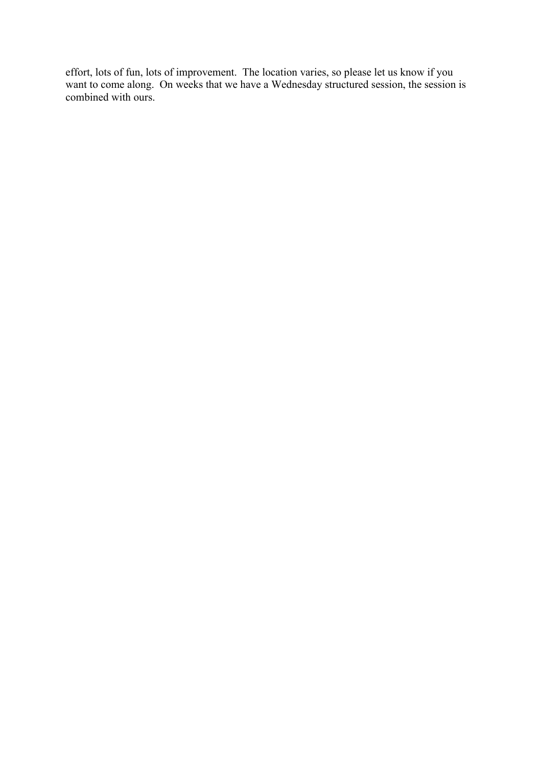effort, lots of fun, lots of improvement. The location varies, so please let us know if you want to come along. On weeks that we have a Wednesday structured session, the session is combined with ours.